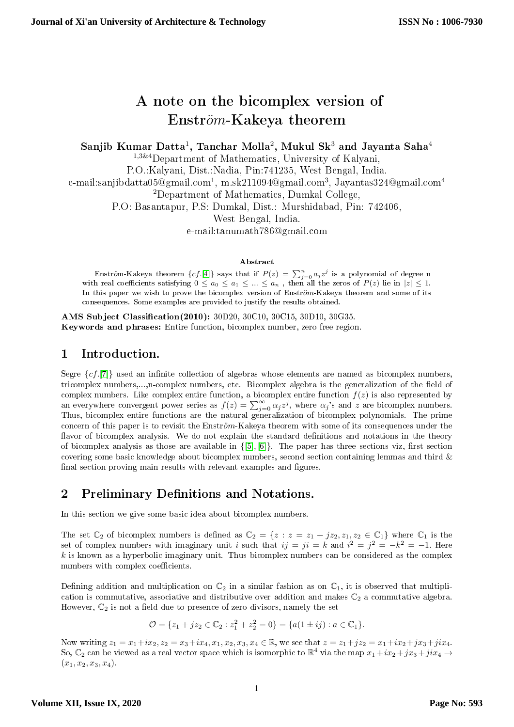# A note on the bicomplex version of Enstr$\ddot{o}m$-Kakeya theorem

**Sanjib Kumar Datta[1], Tanchar Molla[2], Mukul Sk[3] and Jayanta Saha[4]**

[1,3&4]Department of Mathematics, University of Kalyani,
P.O.:Kalyani, Dist.:Nadia, Pin:741235, West Bengal, India.
e-mail:sanjibdatta05@gmail.com[1], m.sk211094@gmail.com[3], Jayantas324@gmail.com[4]
[2]Department of Mathematics, Dumkal College,
P.O: Basantapur, P.S: Dumkal, Dist.: Murshidabad, Pin: 742406,
West Bengal, India.
e-mail:tanumath786@gmail.com

**Abstract**

Enström-Kakeya theorem $\{cf.[4]\}$ says that if $P(z) = \sum_{j=0}^{n} a_j z^j$ is a polynomial of degree n with real coefficients satisfying $0 \leq a_0 \leq a_1 \leq ... \leq a_n$ , then all the zeros of $P(z)$ lie in $|z| \leq 1$. In this paper we wish to prove the bicomplex version of Enstr$\ddot{o}m$-Kakeya theorem and some of its consequences. Some examples are provided to justify the results obtained.

**AMS Subject Classification(2010):** 30D20, 30C10, 30C15, 30D10, 30G35.
**Keywords and phrases:** Entire function, bicomplex number, zero free region.

## 1 Introduction.

Segre $\{cf.[7]\}$ used an infinite collection of algebras whose elements are named as bicomplex numbers, tricomplex numbers,...,n-complex numbers, etc. Bicomplex algebra is the generalization of the field of complex numbers. Like complex entire function, a bicomplex entire function $f(z)$ is also represented by an everywhere convergent power series as $f(z) = \sum_{j=0}^{\infty} \alpha_j z^j$, where $\alpha_j$'s and $z$ are bicomplex numbers. Thus, bicomplex entire functions are the natural generalization of bicomplex polynomials. The prime concern of this paper is to revisit the Enstr$\ddot{o}m$-Kakeya theorem with some of its consequences under the flavor of bicomplex analysis. We do not explain the standard definitions and notations in the theory of bicomplex analysis as those are available in $\{[5], [6]\}$. The paper has three sections viz, first section covering some basic knowledge about bicomplex numbers, second section containing lemmas and third & final section proving main results with relevant examples and figures.

## 2 Preliminary Definitions and Notations.

In this section we give some basic idea about bicomplex numbers.

The set $\mathbb{C}_2$ of bicomplex numbers is defined as $\mathbb{C}_2 = \{z : z = z_1 + jz_2, z_1, z_2 \in \mathbb{C}_1\}$ where $\mathbb{C}_1$ is the set of complex numbers with imaginary unit $i$ such that $ij = ji = k$ and $i^2 = j^2 = -k^2 = -1$. Here $k$ is known as a hyperbolic imaginary unit. Thus bicomplex numbers can be considered as the complex numbers with complex coefficients.

Defining addition and multiplication on $\mathbb{C}_2$ in a similar fashion as on $\mathbb{C}_1$, it is observed that multiplication is commutative, associative and distributive over addition and makes $\mathbb{C}_2$ a commutative algebra. However, $\mathbb{C}_2$ is not a field due to presence of zero-divisors, namely the set

$$\mathcal{O} = \{z_1 + jz_2 \in \mathbb{C}_2 : z_1^2 + z_2^2 = 0\} = \{a(1 \pm ij) : a \in \mathbb{C}_1\}.$$

Now writing $z_1 = x_1 + ix_2, z_2 = x_3 + ix_4, x_1, x_2, x_3, x_4 \in \mathbb{R}$, we see that $z = z_1 + jz_2 = x_1 + ix_2 + jx_3 + jix_4$. So, $\mathbb{C}_2$ can be viewed as a real vector space which is isomorphic to $\mathbb{R}^4$ via the map $x_1 + ix_2 + jx_3 + jix_4 \to (x_1, x_2, x_3, x_4)$.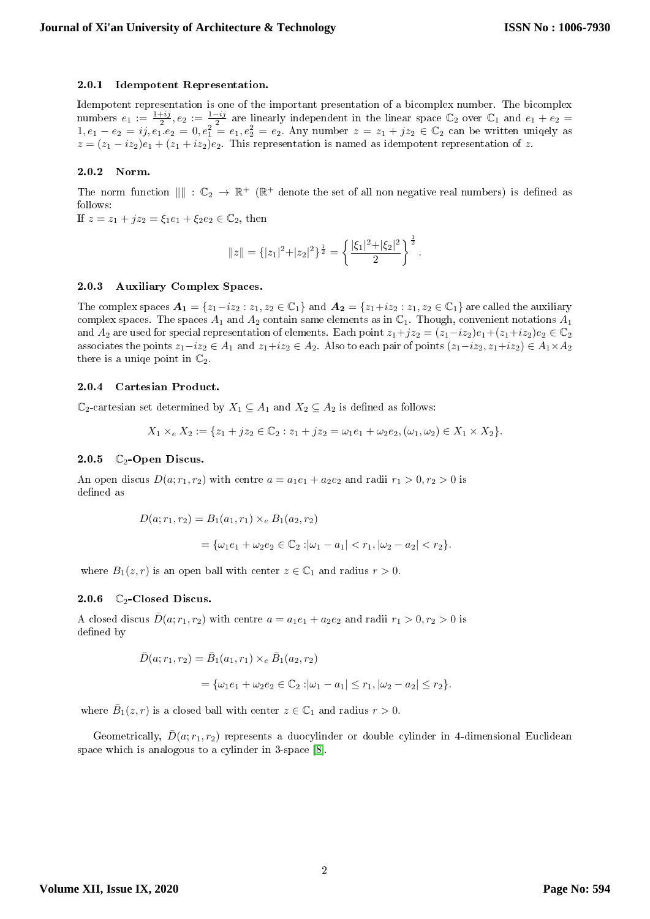#### 2.0.1 Idempotent Representation.

Idempotent representation is one of the important presentation of a bicomplex number. The bicomplex numbers $e_1 := \frac{1+ij}{2}, e_2 := \frac{1-ij}{2}$ are linearly independent in the linear space $\mathbb{C}_2$ over $\mathbb{C}_1$ and $e_1 + e_2 = 1, e_1 - e_2 = ij, e_1.e_2 = 0, e_1^2 = e_1, e_2^2 = e_2$. Any number $z = z_1 + jz_2 \in \mathbb{C}_2$ can be written uniqely as $z = (z_1 - iz_2)e_1 + (z_1 + iz_2)e_2$. This representation is named as idempotent representation of $z$.

#### 2.0.2 Norm.

The norm function $\|\| : \mathbb{C}_2 \to \mathbb{R}^+$ ($\mathbb{R}^+$ denote the set of all non negative real numbers) is defined as follows:
If $z = z_1 + jz_2 = \xi_1 e_1 + \xi_2 e_2 \in \mathbb{C}_2$, then

$$\|z\| = \{|z_1|^2 + |z_2|^2\}^{\frac{1}{2}} = \left\{ \frac{|\xi_1|^2 + |\xi_2|^2}{2} \right\}^{\frac{1}{2}}.$$

#### 2.0.3 Auxiliary Complex Spaces.

The complex spaces $\boldsymbol{A_1} = \{z_1 - iz_2 : z_1, z_2 \in \mathbb{C}_1\}$ and $\boldsymbol{A_2} = \{z_1 + iz_2 : z_1, z_2 \in \mathbb{C}_1\}$ are called the auxiliary complex spaces. The spaces $A_1$ and $A_2$ contain same elements as in $\mathbb{C}_1$. Though, convenient notations $A_1$ and $A_2$ are used for special representation of elements. Each point $z_1 + jz_2 = (z_1 - iz_2)e_1 + (z_1 + iz_2)e_2 \in \mathbb{C}_2$ associates the points $z_1 - iz_2 \in A_1$ and $z_1 + iz_2 \in A_2$. Also to each pair of points $(z_1 - iz_2, z_1 + iz_2) \in A_1 \times A_2$ there is a uniqe point in $\mathbb{C}_2$.

#### 2.0.4 Cartesian Product.

$\mathbb{C}_2$-cartesian set determined by $X_1 \subseteq A_1$ and $X_2 \subseteq A_2$ is defined as follows:

$$X_1 \times_e X_2 := \{z_1 + jz_2 \in \mathbb{C}_2 : z_1 + jz_2 = \omega_1 e_1 + \omega_2 e_2, (\omega_1, \omega_2) \in X_1 \times X_2\}.$$

#### 2.0.5 $\mathbb{C}_2$-Open Discus.

An open discus $D(a; r_1, r_2)$ with centre $a = a_1 e_1 + a_2 e_2$ and radii $r_1 > 0, r_2 > 0$ is defined as

$$D(a; r_1, r_2) = B_1(a_1, r_1) \times_e B_1(a_2, r_2)$$

$$= \{\omega_1 e_1 + \omega_2 e_2 \in \mathbb{C}_2 : |\omega_1 - a_1| < r_1, |\omega_2 - a_2| < r_2\}.$$

where $B_1(z, r)$ is an open ball with center $z \in \mathbb{C}_1$ and radius $r > 0$.

#### 2.0.6 $\mathbb{C}_2$-Closed Discus.

A closed discus $\bar{D}(a; r_1, r_2)$ with centre $a = a_1 e_1 + a_2 e_2$ and radii $r_1 > 0, r_2 > 0$ is defined by

$$\bar{D}(a; r_1, r_2) = \bar{B}_1(a_1, r_1) \times_e \bar{B}_1(a_2, r_2)$$

$$= \{\omega_1 e_1 + \omega_2 e_2 \in \mathbb{C}_2 : |\omega_1 - a_1| \leq r_1, |\omega_2 - a_2| \leq r_2\}.$$

where $\bar{B}_1(z, r)$ is a closed ball with center $z \in \mathbb{C}_1$ and radius $r > 0$.

Geometrically, $\bar{D}(a; r_1, r_2)$ represents a duocylinder or double cylinder in 4-dimensional Euclidean space which is analogous to a cylinder in 3-space [8].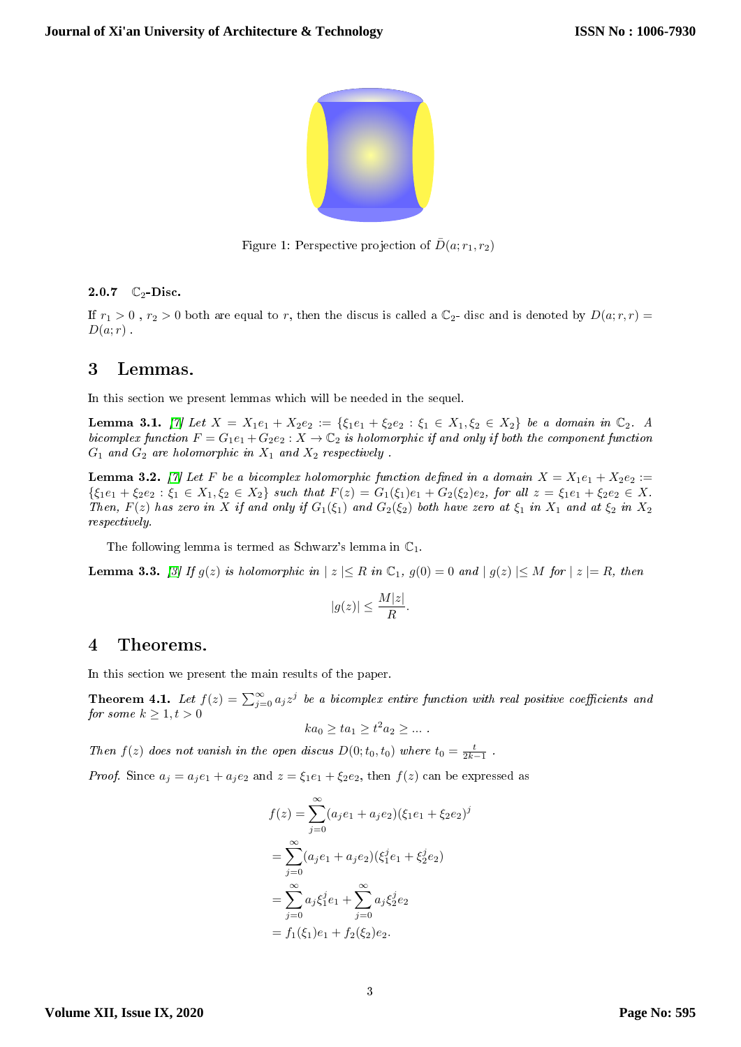Figure 1: Perspective projection of $\bar{D}(a; r_1, r_2)$

#### 2.0.7 $\mathbb{C}_2$-Disc.

If $r_1 > 0$ , $r_2 > 0$ both are equal to $r$, then the discus is called a $\mathbb{C}_2$- disc and is denoted by $D(a; r, r) = D(a; r)$ .

## 3 Lemmas.

In this section we present lemmas which will be needed in the sequel.

**Lemma 3.1.** *[7] Let $X = X_1e_1 + X_2e_2 := \{\xi_1e_1 + \xi_2e_2 : \xi_1 \in X_1, \xi_2 \in X_2\}$ be a domain in $\mathbb{C}_2$. A bicomplex function $F = G_1e_1 + G_2e_2 : X \to \mathbb{C}_2$ is holomorphic if and only if both the component function $G_1$ and $G_2$ are holomorphic in $X_1$ and $X_2$ respectively .*

**Lemma 3.2.** *[7] Let $F$ be a bicomplex holomorphic function defined in a domain $X = X_1e_1 + X_2e_2 := \{\xi_1e_1 + \xi_2e_2 : \xi_1 \in X_1, \xi_2 \in X_2\}$ such that $F(z) = G_1(\xi_1)e_1 + G_2(\xi_2)e_2$, for all $z = \xi_1e_1 + \xi_2e_2 \in X$. Then, $F(z)$ has zero in $X$ if and only if $G_1(\xi_1)$ and $G_2(\xi_2)$ both have zero at $\xi_1$ in $X_1$ and at $\xi_2$ in $X_2$ respectively.*

The following lemma is termed as Schwarz's lemma in $\mathbb{C}_1$.

**Lemma 3.3.** *[3] If $g(z)$ is holomorphic in $|z| \leq R$ in $\mathbb{C}_1$, $g(0) = 0$ and $|g(z)| \leq M$ for $|z| = R$, then*

$$|g(z)| \leq \frac{M|z|}{R}.$$

## 4 Theorems.

In this section we present the main results of the paper.

**Theorem 4.1.** *Let $f(z) = \sum_{j=0}^{\infty} a_j z^j$ be a bicomplex entire function with real positive coefficients and for some $k \geq 1, t > 0$*

$$ka_0 \geq ta_1 \geq t^2a_2 \geq \ldots .$$

*Then $f(z)$ does not vanish in the open discus $D(0; t_0, t_0)$ where $t_0 = \frac{t}{2k-1}$ .*

*Proof.* Since $a_j = a_je_1 + a_je_2$ and $z = \xi_1e_1 + \xi_2e_2$, then $f(z)$ can be expressed as

$$\begin{aligned} f(z) &= \sum_{j=0}^{\infty}(a_je_1 + a_je_2)(\xi_1e_1 + \xi_2e_2)^j \\ &= \sum_{j=0}^{\infty}(a_je_1 + a_je_2)(\xi_1^je_1 + \xi_2^je_2) \\ &= \sum_{j=0}^{\infty} a_j\xi_1^je_1 + \sum_{j=0}^{\infty} a_j\xi_2^je_2 \\ &= f_1(\xi_1)e_1 + f_2(\xi_2)e_2. \end{aligned}$$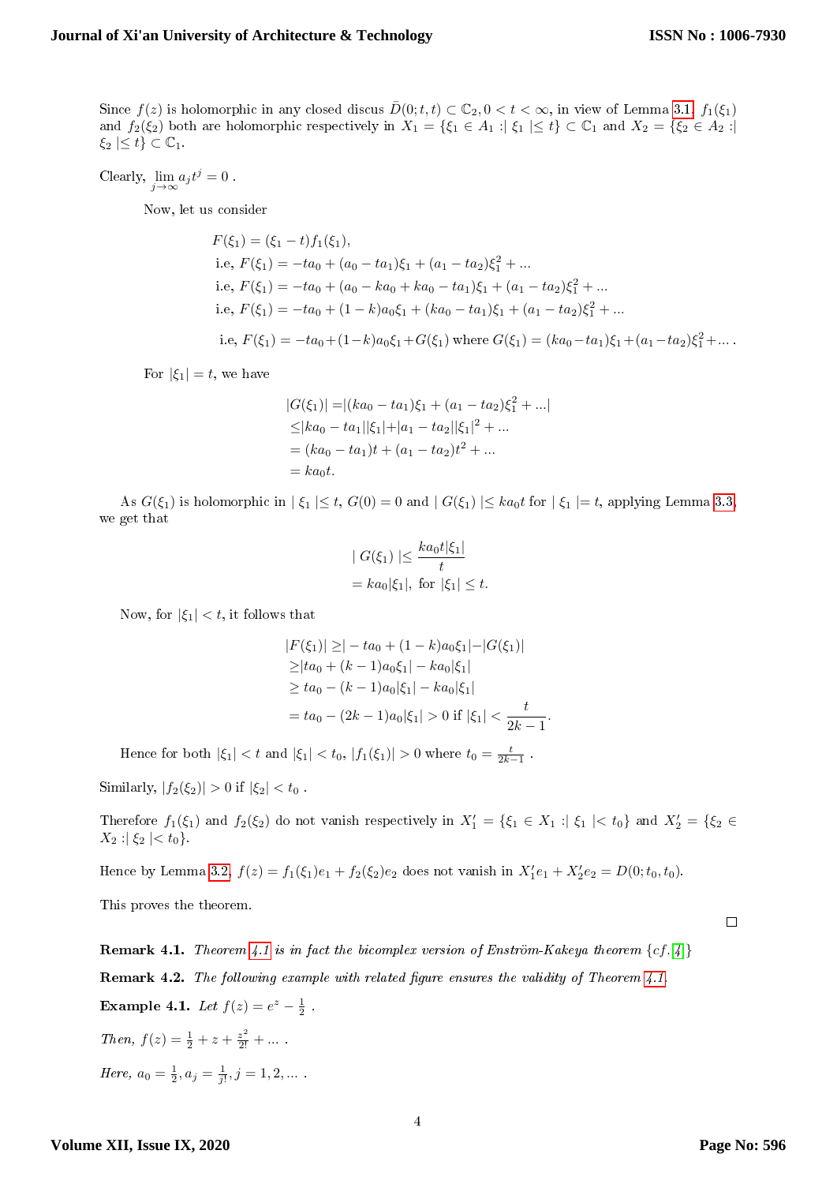Since $f(z)$ is holomorphic in any closed discus $\bar{D}(0; t, t) \subset \mathbb{C}_2, 0 < t < \infty$, in view of Lemma 3.1, $f_1(\xi_1)$ and $f_2(\xi_2)$ both are holomorphic respectively in $X_1 = \{\xi_1 \in A_1 : \mid \xi_1 \mid \leq t\} \subset \mathbb{C}_1$ and $X_2 = \{\xi_2 \in A_2 : \mid \xi_2 \mid \leq t\} \subset \mathbb{C}_1$.

Clearly, $\lim_{j \to \infty} a_j t^j = 0$ .

Now, let us consider

$$
\begin{aligned}
&F(\xi_1) = (\xi_1 - t) f_1(\xi_1), \\
&\text{i.e, } F(\xi_1) = -ta_0 + (a_0 - ta_1)\xi_1 + (a_1 - ta_2)\xi_1^2 + \ldots \\
&\text{i.e, } F(\xi_1) = -ta_0 + (a_0 - ka_0 + ka_0 - ta_1)\xi_1 + (a_1 - ta_2)\xi_1^2 + \ldots \\
&\text{i.e, } F(\xi_1) = -ta_0 + (1 - k)a_0\xi_1 + (ka_0 - ta_1)\xi_1 + (a_1 - ta_2)\xi_1^2 + \ldots \\
&\text{i.e, } F(\xi_1) = -ta_0 + (1 - k)a_0\xi_1 + G(\xi_1) \text{ where } G(\xi_1) = (ka_0 - ta_1)\xi_1 + (a_1 - ta_2)\xi_1^2 + \ldots .
\end{aligned}
$$

For $|\xi_1| = t$, we have

$$
\begin{aligned}
|G(\xi_1)| &= |(ka_0 - ta_1)\xi_1 + (a_1 - ta_2)\xi_1^2 + \ldots| \\
&\leq |ka_0 - ta_1||\xi_1| + |a_1 - ta_2||\xi_1|^2 + \ldots \\
&= (ka_0 - ta_1)t + (a_1 - ta_2)t^2 + \ldots \\
&= ka_0 t.
\end{aligned}
$$

As $G(\xi_1)$ is holomorphic in $\mid \xi_1 \mid \leq t$, $G(0) = 0$ and $\mid G(\xi_1) \mid \leq ka_0 t$ for $\mid \xi_1 \mid = t$, applying Lemma 3.3, we get that

$$
\begin{aligned}
\mid G(\xi_1) \mid &\leq \frac{ka_0 t|\xi_1|}{t} \\
&= ka_0|\xi_1|, \text{ for } |\xi_1| \leq t.
\end{aligned}
$$

Now, for $|\xi_1| < t$, it follows that

$$
\begin{aligned}
|F(\xi_1)| &\geq |-ta_0 + (1 - k)a_0\xi_1| - |G(\xi_1)| \\
&\geq |ta_0 + (k - 1)a_0\xi_1| - ka_0|\xi_1| \\
&\geq ta_0 - (k - 1)a_0|\xi_1| - ka_0|\xi_1| \\
&= ta_0 - (2k - 1)a_0|\xi_1| > 0 \text{ if } |\xi_1| < \frac{t}{2k - 1}.
\end{aligned}
$$

Hence for both $|\xi_1| < t$ and $|\xi_1| < t_0$, $|f_1(\xi_1)| > 0$ where $t_0 = \frac{t}{2k-1}$ .

Similarly, $|f_2(\xi_2)| > 0$ if $|\xi_2| < t_0$ .

Therefore $f_1(\xi_1)$ and $f_2(\xi_2)$ do not vanish respectively in $X_1' = \{\xi_1 \in X_1 : \mid \xi_1 \mid < t_0\}$ and $X_2' = \{\xi_2 \in X_2 : \mid \xi_2 \mid < t_0\}$.

Hence by Lemma 3.2, $f(z) = f_1(\xi_1)e_1 + f_2(\xi_2)e_2$ does not vanish in $X_1'e_1 + X_2'e_2 = D(0; t_0, t_0)$.

This proves the theorem. □

**Remark 4.1.** *Theorem 4.1 is in fact the bicomplex version of Enström-Kakeya theorem* $\{cf.$ [4]$\}$

**Remark 4.2.** *The following example with related figure ensures the validity of Theorem 4.1.*

**Example 4.1.** *Let* $f(z) = e^z - \frac{1}{2}$ .

*Then,* $f(z) = \frac{1}{2} + z + \frac{z^2}{2!} + \ldots$ .

*Here,* $a_0 = \frac{1}{2}, a_j = \frac{1}{j!}, j = 1, 2, \ldots$ .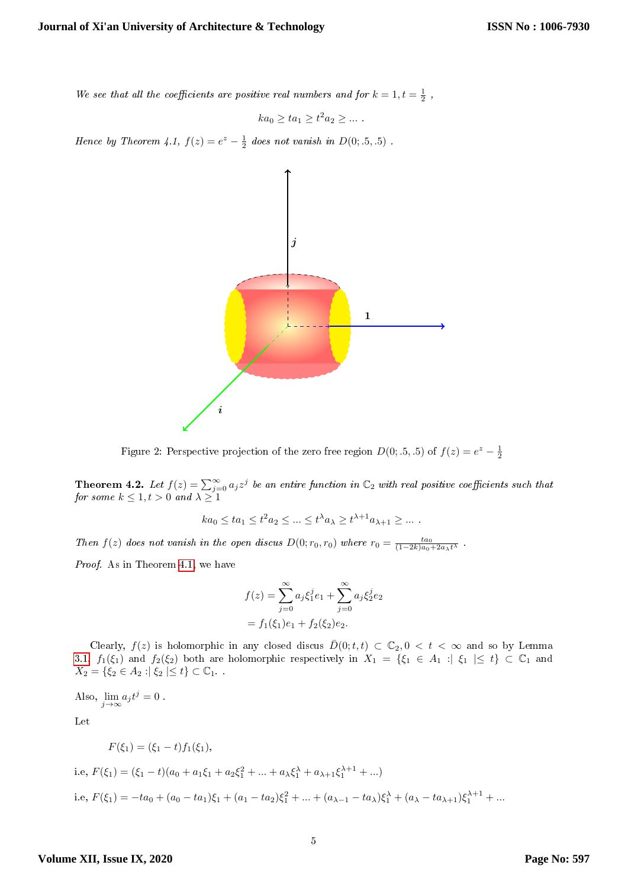*We see that all the coefficients are positive real numbers and for $k = 1, t = \frac{1}{2}$ ,*

$$ka_0 \geq ta_1 \geq t^2 a_2 \geq ... \; .$$

*Hence by Theorem 4.1, $f(z) = e^z - \frac{1}{2}$ does not vanish in $D(0; .5, .5)$ .*

Figure 2: Perspective projection of the zero free region $D(0; .5, .5)$ of $f(z) = e^z - \frac{1}{2}$

**Theorem 4.2.** *Let $f(z) = \sum_{j=0}^{\infty} a_j z^j$ be an entire function in $\mathbb{C}_2$ with real positive coefficients such that for some $k \leq 1, t > 0$ and $\lambda \geq 1$*

$$ka_0 \leq ta_1 \leq t^2 a_2 \leq ... \leq t^{\lambda} a_{\lambda} \geq t^{\lambda+1} a_{\lambda+1} \geq ... \; .$$

*Then $f(z)$ does not vanish in the open discus $D(0; r_0, r_0)$ where $r_0 = \frac{ta_0}{(1-2k)a_0 + 2a_{\lambda} t^{\lambda}}$ .*

*Proof.* As in Theorem 4.1, we have

$$\begin{aligned} f(z) &= \sum_{j=0}^{\infty} a_j \xi_1^j e_1 + \sum_{j=0}^{\infty} a_j \xi_2^j e_2 \\ &= f_1(\xi_1) e_1 + f_2(\xi_2) e_2. \end{aligned}$$

Clearly, $f(z)$ is holomorphic in any closed discus $\bar{D}(0; t, t) \subset \mathbb{C}_2, 0 < t < \infty$ and so by Lemma 3.1, $f_1(\xi_1)$ and $f_2(\xi_2)$ both are holomorphic respectively in $X_1 = \{\xi_1 \in A_1 : |\xi_1| \leq t\} \subset \mathbb{C}_1$ and $X_2 = \{\xi_2 \in A_2 : |\xi_2| \leq t\} \subset \mathbb{C}_1$. .

Also, $\lim_{j \to \infty} a_j t^j = 0$ .

Let

$$F(\xi_1) = (\xi_1 - t) f_1(\xi_1),$$

i.e, $F(\xi_1) = (\xi_1 - t)(a_0 + a_1 \xi_1 + a_2 \xi_1^2 + ... + a_{\lambda} \xi_1^{\lambda} + a_{\lambda+1} \xi_1^{\lambda+1} + ...)$

i.e, $F(\xi_1) = -ta_0 + (a_0 - ta_1)\xi_1 + (a_1 - ta_2)\xi_1^2 + ... + (a_{\lambda-1} - ta_{\lambda})\xi_1^{\lambda} + (a_{\lambda} - ta_{\lambda+1})\xi_1^{\lambda+1} + ...$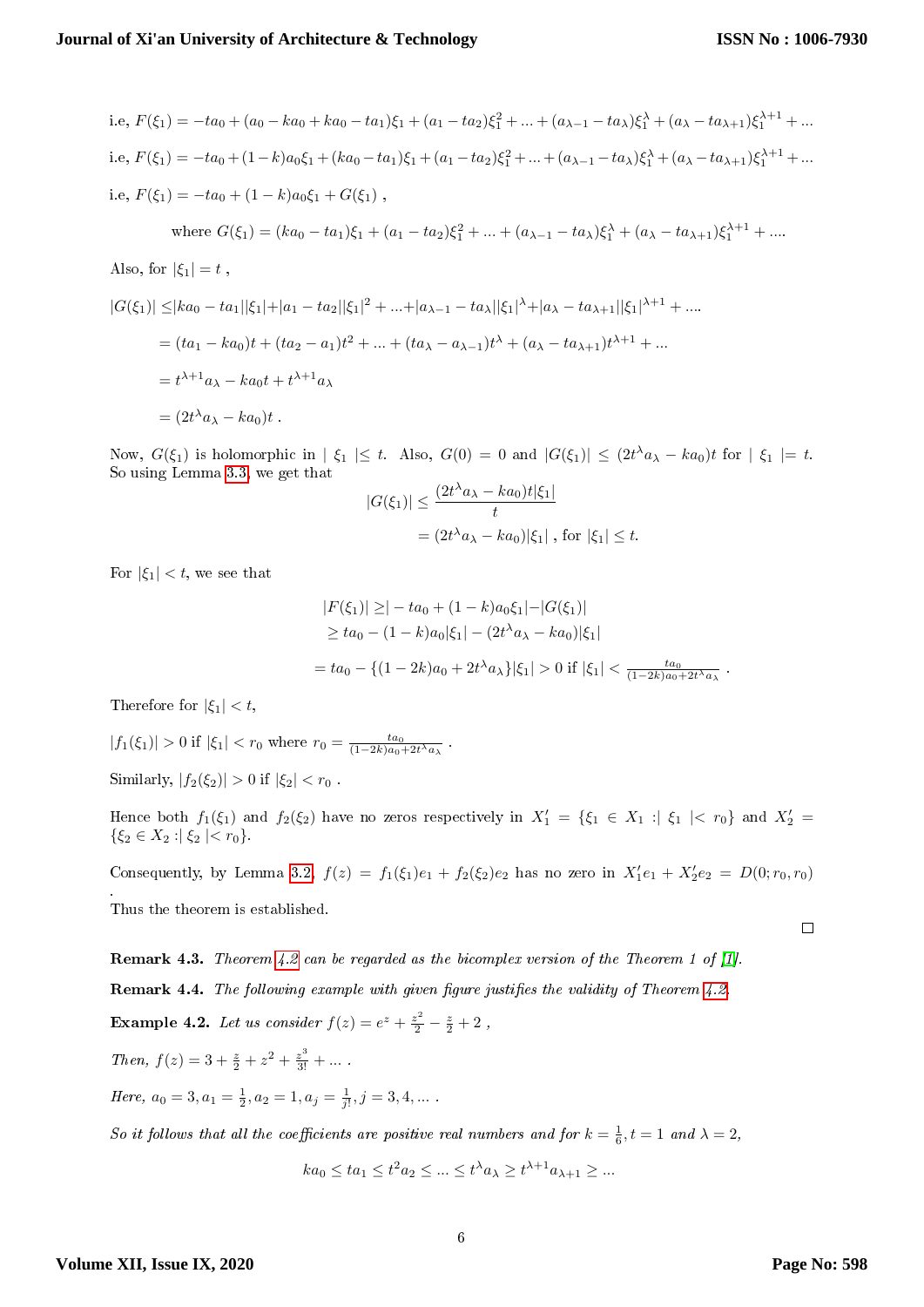i.e, $F(\xi_1) = -ta_0 + (a_0 - ka_0 + ka_0 - ta_1)\xi_1 + (a_1 - ta_2)\xi_1^2 + ... + (a_{\lambda-1} - ta_\lambda)\xi_1^\lambda + (a_\lambda - ta_{\lambda+1})\xi_1^{\lambda+1} + ...$

i.e, $F(\xi_1) = -ta_0 + (1-k)a_0\xi_1 + (ka_0 - ta_1)\xi_1 + (a_1 - ta_2)\xi_1^2 + ... + (a_{\lambda-1} - ta_\lambda)\xi_1^\lambda + (a_\lambda - ta_{\lambda+1})\xi_1^{\lambda+1} + ...$

i.e, $F(\xi_1) = -ta_0 + (1-k)a_0\xi_1 + G(\xi_1)$ ,

where $G(\xi_1) = (ka_0 - ta_1)\xi_1 + (a_1 - ta_2)\xi_1^2 + ... + (a_{\lambda-1} - ta_\lambda)\xi_1^\lambda + (a_\lambda - ta_{\lambda+1})\xi_1^{\lambda+1} + ....$

Also, for $|\xi_1| = t$ ,

$$
\begin{aligned}
|G(\xi_1)| &\leq |ka_0 - ta_1||\xi_1| + |a_1 - ta_2||\xi_1|^2 + ... + |a_{\lambda-1} - ta_\lambda||\xi_1|^\lambda + |a_\lambda - ta_{\lambda+1}||\xi_1|^{\lambda+1} + .... \\
&= (ta_1 - ka_0)t + (ta_2 - a_1)t^2 + ... + (ta_\lambda - a_{\lambda-1})t^\lambda + (a_\lambda - ta_{\lambda+1})t^{\lambda+1} + ... \\
&= t^{\lambda+1}a_\lambda - ka_0 t + t^{\lambda+1}a_\lambda \\
&= (2t^\lambda a_\lambda - ka_0)t\ .
\end{aligned}
$$

Now, $G(\xi_1)$ is holomorphic in $|\ \xi_1\ | \leq t$. Also, $G(0) = 0$ and $|G(\xi_1)| \leq (2t^\lambda a_\lambda - ka_0)t$ for $|\ \xi_1\ | = t$. So using Lemma 3.3, we get that

$$
\begin{aligned}
|G(\xi_1)| &\leq \frac{(2t^\lambda a_\lambda - ka_0)t|\xi_1|}{t} \\
&= (2t^\lambda a_\lambda - ka_0)|\xi_1|\ , \text{ for } |\xi_1| \leq t.
\end{aligned}
$$

For $|\xi_1| < t$, we see that

$$
\begin{aligned}
|F(\xi_1)| &\geq |-ta_0 + (1-k)a_0\xi_1| - |G(\xi_1)| \\
&\geq ta_0 - (1-k)a_0|\xi_1| - (2t^\lambda a_\lambda - ka_0)|\xi_1| \\
&= ta_0 - \{(1-2k)a_0 + 2t^\lambda a_\lambda\}|\xi_1| > 0 \text{ if } |\xi_1| < \frac{ta_0}{(1-2k)a_0 + 2t^\lambda a_\lambda}\ .
\end{aligned}
$$

Therefore for $|\xi_1| < t$,

$|f_1(\xi_1)| > 0$ if $|\xi_1| < r_0$ where $r_0 = \frac{ta_0}{(1-2k)a_0 + 2t^\lambda a_\lambda}$ .

Similarly, $|f_2(\xi_2)| > 0$ if $|\xi_2| < r_0$ .

Hence both $f_1(\xi_1)$ and $f_2(\xi_2)$ have no zeros respectively in $X_1' = \{\xi_1 \in X_1 : |\ \xi_1\ | < r_0\}$ and $X_2' = \{\xi_2 \in X_2 : |\ \xi_2\ | < r_0\}$.

Consequently, by Lemma 3.2, $f(z) = f_1(\xi_1)e_1 + f_2(\xi_2)e_2$ has no zero in $X_1'e_1 + X_2'e_2 = D(0; r_0, r_0)$ .

Thus the theorem is established.

□

**Remark 4.3.** *Theorem 4.2 can be regarded as the bicomplex version of the Theorem 1 of [1].*

**Remark 4.4.** *The following example with given figure justifies the validity of Theorem 4.2.*

**Example 4.2.** *Let us consider* $f(z) = e^z + \frac{z^2}{2} - \frac{z}{2} + 2$ ,

*Then,* $f(z) = 3 + \frac{z}{2} + z^2 + \frac{z^3}{3!} + ...$ .

*Here,* $a_0 = 3, a_1 = \frac{1}{2}, a_2 = 1, a_j = \frac{1}{j!}, j = 3, 4, ...$ .

*So it follows that all the coefficients are positive real numbers and for* $k = \frac{1}{6}, t = 1$ *and* $\lambda = 2$,

$$
ka_0 \leq ta_1 \leq t^2 a_2 \leq ... \leq t^\lambda a_\lambda \geq t^{\lambda+1}a_{\lambda+1} \geq ...
$$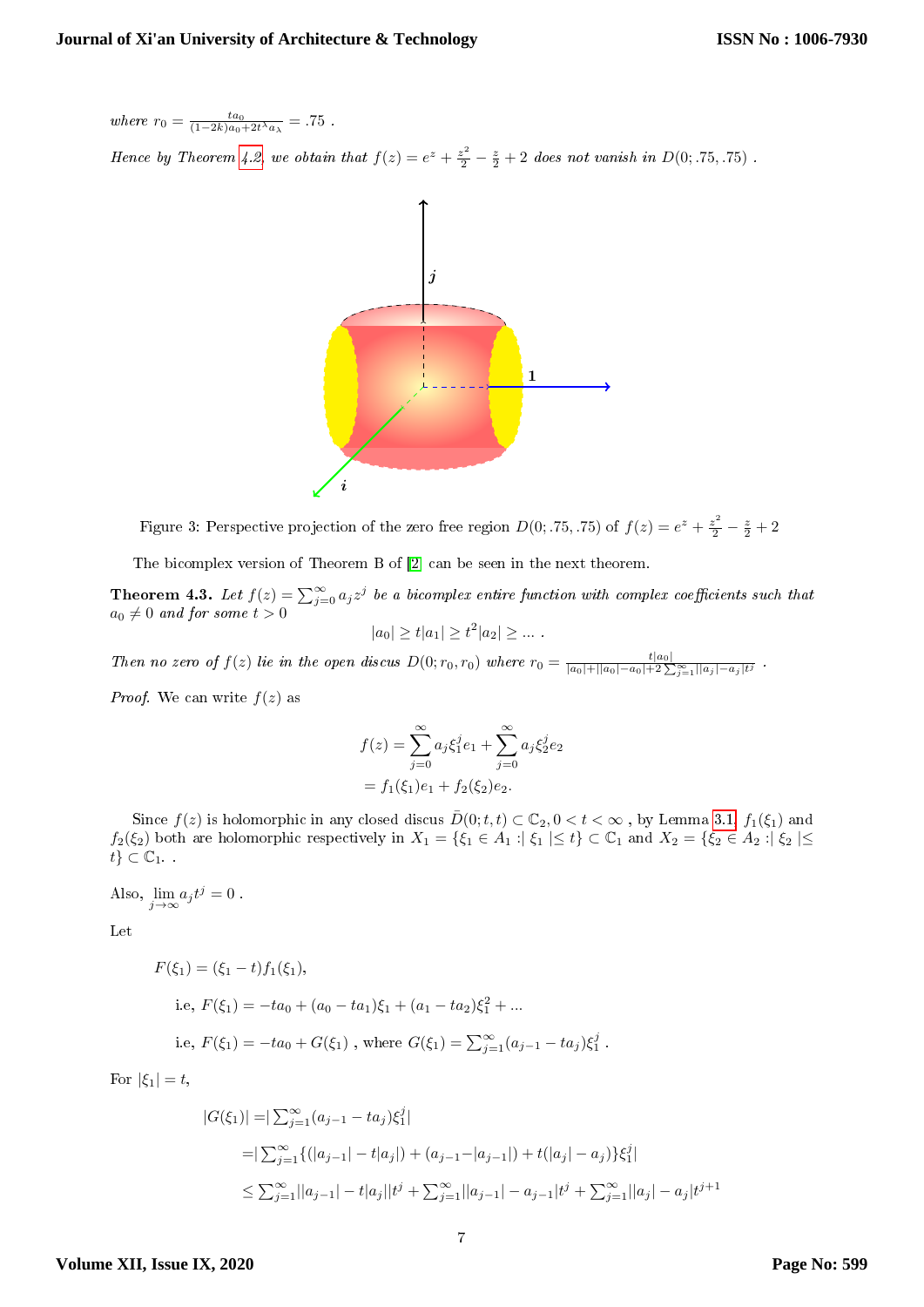*where* $r_0 = \frac{ta_0}{(1-2k)a_0 + 2t^\lambda a_\lambda} = .75$ .

*Hence by Theorem 4.2, we obtain that* $f(z) = e^z + \frac{z^2}{2} - \frac{z}{2} + 2$ *does not vanish in* $D(0; .75, .75)$ .

Figure 3: Perspective projection of the zero free region $D(0; .75, .75)$ of $f(z) = e^z + \frac{z^2}{2} - \frac{z}{2} + 2$

The bicomplex version of Theorem B of [2] can be seen in the next theorem.

**Theorem 4.3.** *Let* $f(z) = \sum_{j=0}^{\infty} a_j z^j$ *be a bicomplex entire function with complex coefficients such that* $a_0 \neq 0$ *and for some* $t > 0$

$$|a_0| \geq t|a_1| \geq t^2|a_2| \geq \dots .$$

*Then no zero of* $f(z)$ *lie in the open discus* $D(0; r_0, r_0)$ *where* $r_0 = \frac{t|a_0|}{|a_0| + ||a_0| - a_0| + 2\sum_{j=1}^{\infty} ||a_j| - a_j| t^j}$ .

*Proof.* We can write $f(z)$ as

$$f(z) = \sum_{j=0}^{\infty} a_j \xi_1^j e_1 + \sum_{j=0}^{\infty} a_j \xi_2^j e_2$$
$$= f_1(\xi_1) e_1 + f_2(\xi_2) e_2.$$

Since $f(z)$ is holomorphic in any closed discus $\bar{D}(0; t, t) \subset \mathbb{C}_2, 0 < t < \infty$ , by Lemma 3.1, $f_1(\xi_1)$ and $f_2(\xi_2)$ both are holomorphic respectively in $X_1 = \{\xi_1 \in A_1 : |\xi_1| \leq t\} \subset \mathbb{C}_1$ and $X_2 = \{\xi_2 \in A_2 : |\xi_2| \leq t\} \subset \mathbb{C}_1$. .

Also, $\lim_{j \to \infty} a_j t^j = 0$ .

Let

$$F(\xi_1) = (\xi_1 - t) f_1(\xi_1),$$

i.e, $F(\xi_1) = -ta_0 + (a_0 - ta_1)\xi_1 + (a_1 - ta_2)\xi_1^2 + \dots$

i.e, $F(\xi_1) = -ta_0 + G(\xi_1)$ , where $G(\xi_1) = \sum_{j=1}^{\infty} (a_{j-1} - ta_j)\xi_1^j$ .

For $|\xi_1| = t$,

$$|G(\xi_1)| = |\sum_{j=1}^{\infty} (a_{j-1} - ta_j)\xi_1^j|$$

$$= |\sum_{j=1}^{\infty} \{(|a_{j-1}| - t|a_j|) + (a_{j-1} - |a_{j-1}|) + t(|a_j| - a_j)\}\xi_1^j|$$

$$\leq \sum_{j=1}^{\infty} ||a_{j-1}| - t|a_j|| t^j + \sum_{j=1}^{\infty} ||a_{j-1}| - a_{j-1}| t^j + \sum_{j=1}^{\infty} ||a_j| - a_j| t^{j+1}$$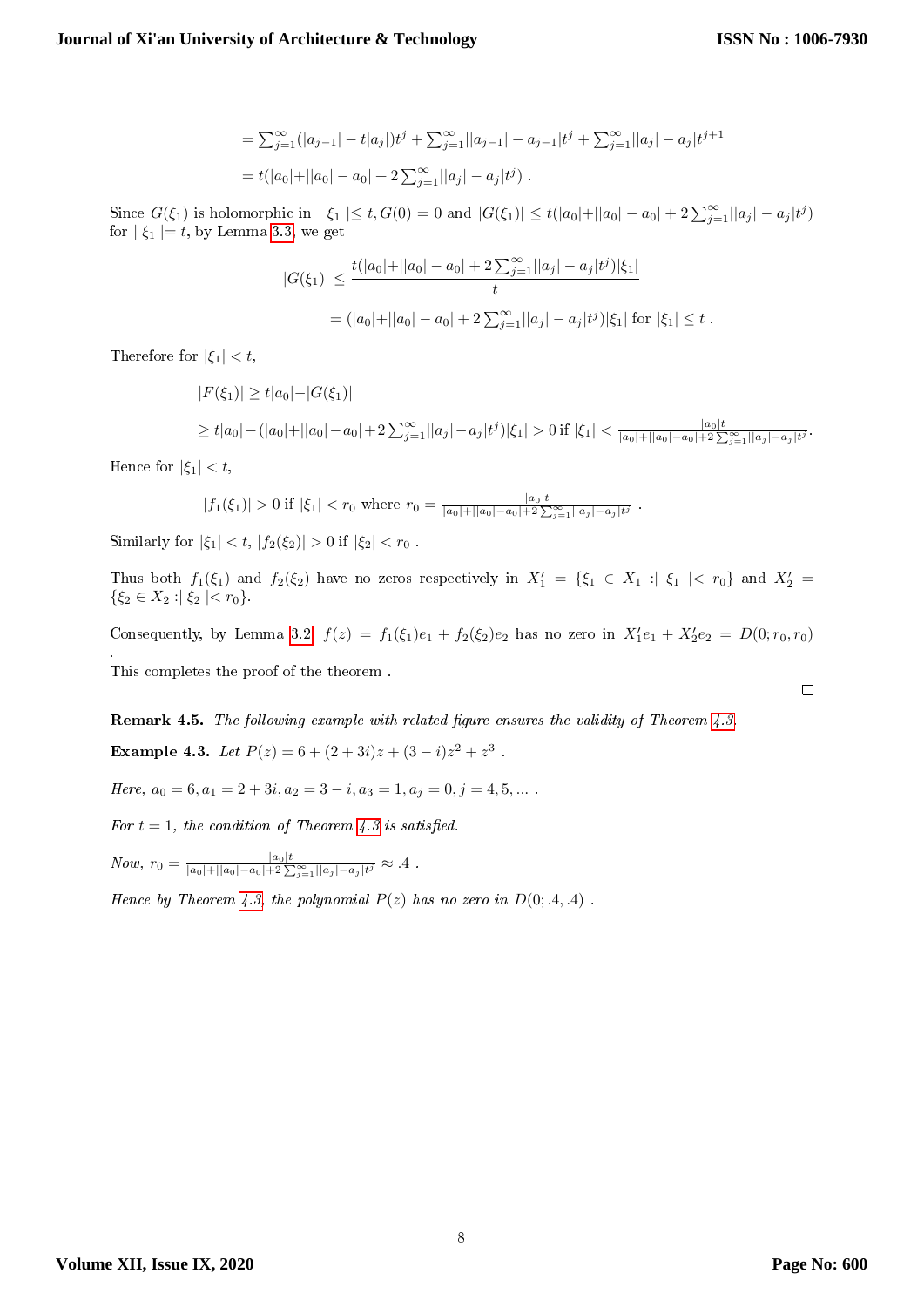$$= \sum_{j=1}^{\infty}(|a_{j-1}| - t|a_j|)t^j + \sum_{j=1}^{\infty}||a_{j-1}| - a_{j-1}|t^j + \sum_{j=1}^{\infty}||a_j| - a_j|t^{j+1}$$

$$= t(|a_0| + ||a_0| - a_0| + 2\sum_{j=1}^{\infty}||a_j| - a_j|t^j) .$$

Since $G(\xi_1)$ is holomorphic in $| \xi_1 | \leq t, G(0) = 0$ and $|G(\xi_1)| \leq t(|a_0| + ||a_0| - a_0| + 2\sum_{j=1}^{\infty}||a_j| - a_j|t^j)$ for $| \xi_1 | = t$, by Lemma 3.3, we get

$$|G(\xi_1)| \leq \frac{t(|a_0| + ||a_0| - a_0| + 2\sum_{j=1}^{\infty}||a_j| - a_j|t^j)|\xi_1|}{t}$$

$$= (|a_0| + ||a_0| - a_0| + 2\sum_{j=1}^{\infty}||a_j| - a_j|t^j)|\xi_1| \text{ for } |\xi_1| \leq t .$$

Therefore for $|\xi_1| < t$,

$$|F(\xi_1)| \geq t|a_0| - |G(\xi_1)|$$

$$\geq t|a_0| - (|a_0| + ||a_0| - a_0| + 2\sum_{j=1}^{\infty}||a_j| - a_j|t^j)|\xi_1| > 0 \text{ if } |\xi_1| < \frac{|a_0|t}{|a_0| + ||a_0| - a_0| + 2\sum_{j=1}^{\infty}||a_j| - a_j|t^j}.$$

Hence for $|\xi_1| < t$,

$$|f_1(\xi_1)| > 0 \text{ if } |\xi_1| < r_0 \text{ where } r_0 = \frac{|a_0|t}{|a_0| + ||a_0| - a_0| + 2\sum_{j=1}^{\infty}||a_j| - a_j|t^j} .$$

Similarly for $|\xi_1| < t$, $|f_2(\xi_2)| > 0$ if $|\xi_2| < r_0$ .

Thus both $f_1(\xi_1)$ and $f_2(\xi_2)$ have no zeros respectively in $X_1' = \{\xi_1 \in X_1 :| \xi_1 |< r_0\}$ and $X_2' = \{\xi_2 \in X_2 :| \xi_2 |< r_0\}$.

Consequently, by Lemma 3.2, $f(z) = f_1(\xi_1)e_1 + f_2(\xi_2)e_2$ has no zero in $X_1'e_1 + X_2'e_2 = D(0; r_0, r_0)$ .

This completes the proof of the theorem .

□

**Remark 4.5.** *The following example with related figure ensures the validity of Theorem 4.3.*

**Example 4.3.** *Let* $P(z) = 6 + (2 + 3i)z + (3 - i)z^2 + z^3$ .

*Here,* $a_0 = 6, a_1 = 2 + 3i, a_2 = 3 - i, a_3 = 1, a_j = 0, j = 4, 5, \ldots$ .

*For* $t = 1$*, the condition of Theorem 4.3 is satisfied.*

*Now,* $r_0 = \frac{|a_0|t}{|a_0| + ||a_0| - a_0| + 2\sum_{j=1}^{\infty}||a_j| - a_j|t^j} \approx .4$ .

*Hence by Theorem 4.3, the polynomial* $P(z)$ *has no zero in* $D(0; .4, .4)$ .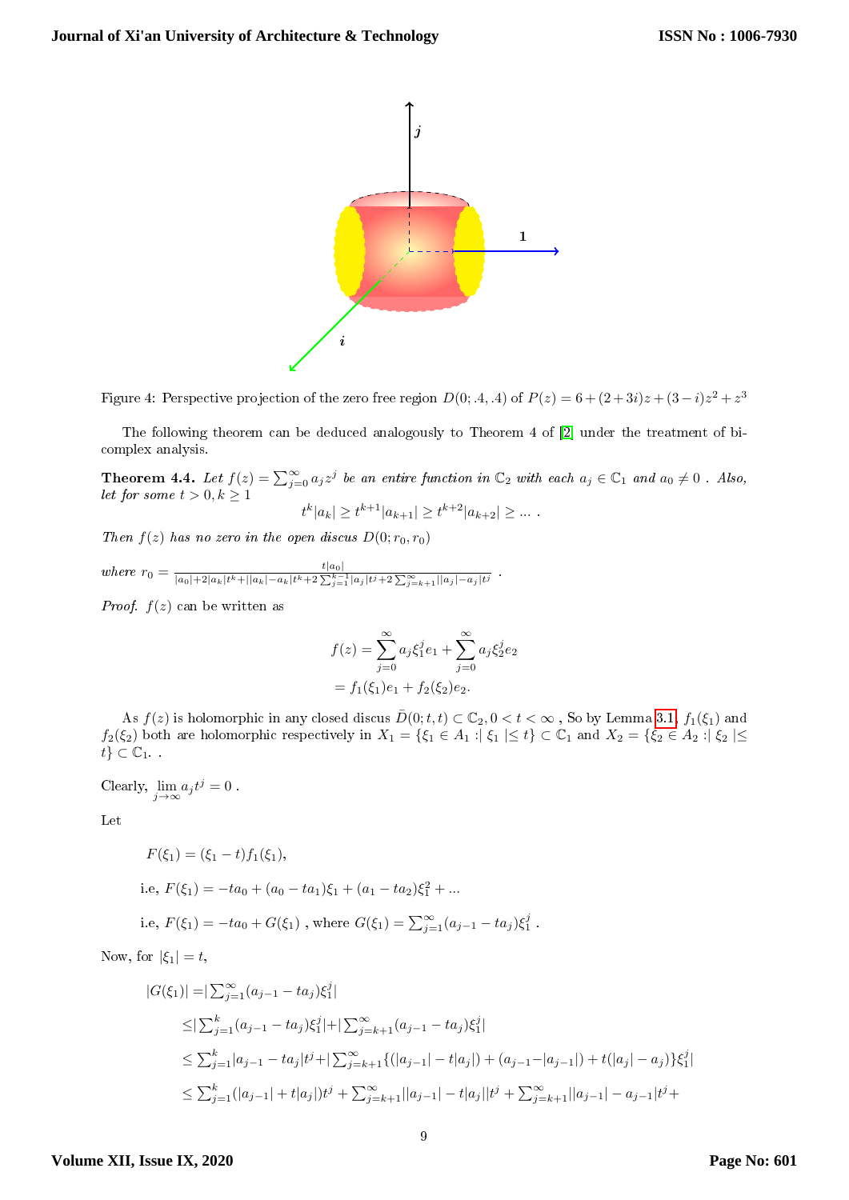Figure 4: Perspective projection of the zero free region $D(0; .4, .4)$ of $P(z) = 6 + (2+3i)z + (3-i)z^2 + z^3$

The following theorem can be deduced analogously to Theorem 4 of [2] under the treatment of bicomplex analysis.

**Theorem 4.4.** *Let $f(z) = \sum_{j=0}^{\infty} a_j z^j$ be an entire function in $\mathbb{C}_2$ with each $a_j \in \mathbb{C}_1$ and $a_0 \neq 0$ . Also, let for some $t > 0, k \geq 1$*

$$t^k|a_k| \geq t^{k+1}|a_{k+1}| \geq t^{k+2}|a_{k+2}| \geq \dots .$$

*Then $f(z)$ has no zero in the open discus $D(0; r_0, r_0)$*

*where* $r_0 = \frac{t|a_0|}{|a_0| + 2|a_k|t^k + ||a_k| - a_k|t^k + 2\sum_{j=1}^{k-1}|a_j|t^j + 2\sum_{j=k+1}^{\infty}||a_j| - a_j|t^j}$ .

*Proof.* $f(z)$ can be written as

$$\begin{aligned} f(z) &= \sum_{j=0}^{\infty} a_j \xi_1^j e_1 + \sum_{j=0}^{\infty} a_j \xi_2^j e_2 \\ &= f_1(\xi_1)e_1 + f_2(\xi_2)e_2. \end{aligned}$$

As $f(z)$ is holomorphic in any closed discus $\bar{D}(0; t, t) \subset \mathbb{C}_2, 0 < t < \infty$ , So by Lemma 3.1, $f_1(\xi_1)$ and $f_2(\xi_2)$ both are holomorphic respectively in $X_1 = \{\xi_1 \in A_1 : |\xi_1| \leq t\} \subset \mathbb{C}_1$ and $X_2 = \{\xi_2 \in A_2 : |\xi_2| \leq t\} \subset \mathbb{C}_1$. .

Clearly, $\lim_{j \to \infty} a_j t^j = 0$ .

Let

$$F(\xi_1) = (\xi_1 - t)f_1(\xi_1),$$

i.e, $F(\xi_1) = -ta_0 + (a_0 - ta_1)\xi_1 + (a_1 - ta_2)\xi_1^2 + \dots$

i.e, $F(\xi_1) = -ta_0 + G(\xi_1)$ , where $G(\xi_1) = \sum_{j=1}^{\infty}(a_{j-1} - ta_j)\xi_1^j$ .

Now, for $|\xi_1| = t$,

$$\begin{aligned} |G(\xi_1)| &= |\textstyle\sum_{j=1}^{\infty}(a_{j-1} - ta_j)\xi_1^j| \\ &\leq |\textstyle\sum_{j=1}^{k}(a_{j-1} - ta_j)\xi_1^j| + |\textstyle\sum_{j=k+1}^{\infty}(a_{j-1} - ta_j)\xi_1^j| \\ &\leq \textstyle\sum_{j=1}^{k}|a_{j-1} - ta_j|t^j + |\textstyle\sum_{j=k+1}^{\infty}\{(|a_{j-1}| - t|a_j|) + (a_{j-1} - |a_{j-1}|) + t(|a_j| - a_j)\}\xi_1^j| \\ &\leq \textstyle\sum_{j=1}^{k}(|a_{j-1}| + t|a_j|)t^j + \textstyle\sum_{j=k+1}^{\infty}||a_{j-1}| - t|a_j||t^j + \textstyle\sum_{j=k+1}^{\infty}||a_{j-1}| - a_{j-1}|t^j + \end{aligned}$$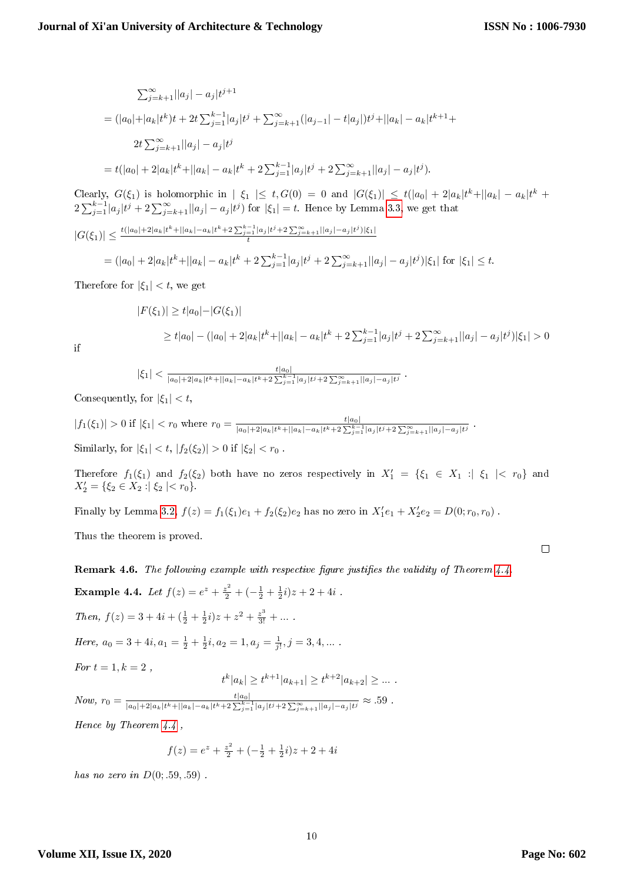$$\sum_{j=k+1}^{\infty}||a_j|-a_j|t^{j+1}$$

$$=(|a_0|+|a_k|t^k)t+2t\sum_{j=1}^{k-1}|a_j|t^j+\sum_{j=k+1}^{\infty}(|a_{j-1}|-t|a_j|)t^j+||a_k|-a_k|t^{k+1}+$$

$$2t\sum_{j=k+1}^{\infty}||a_j|-a_j|t^j$$

$$=t(|a_0|+2|a_k|t^k+||a_k|-a_k|t^k+2\sum_{j=1}^{k-1}|a_j|t^j+2\sum_{j=k+1}^{\infty}||a_j|-a_j|t^j).$$

Clearly, $G(\xi_1)$ is holomorphic in $|\xi_1|\leq t, G(0)=0$ and $|G(\xi_1)|\leq t(|a_0|+2|a_k|t^k+||a_k|-a_k|t^k+2\sum_{j=1}^{k-1}|a_j|t^j+2\sum_{j=k+1}^{\infty}||a_j|-a_j|t^j)$ for $|\xi_1|=t$. Hence by Lemma 3.3, we get that

$$|G(\xi_1)|\leq\frac{t(|a_0|+2|a_k|t^k+||a_k|-a_k|t^k+2\sum_{j=1}^{k-1}|a_j|t^j+2\sum_{j=k+1}^{\infty}||a_j|-a_j|t^j)|\xi_1|}{t}$$

$$=(|a_0|+2|a_k|t^k+||a_k|-a_k|t^k+2\sum_{j=1}^{k-1}|a_j|t^j+2\sum_{j=k+1}^{\infty}||a_j|-a_j|t^j)|\xi_1| \text{ for } |\xi_1|\leq t.$$

Therefore for $|\xi_1|<t$, we get

$$|F(\xi_1)|\geq t|a_0|-|G(\xi_1)|$$

$$\geq t|a_0|-(|a_0|+2|a_k|t^k+||a_k|-a_k|t^k+2\sum_{j=1}^{k-1}|a_j|t^j+2\sum_{j=k+1}^{\infty}||a_j|-a_j|t^j)|\xi_1|>0$$

if

$$|\xi_1|<\frac{t|a_0|}{|a_0|+2|a_k|t^k+||a_k|-a_k|t^k+2\sum_{j=1}^{k-1}|a_j|t^j+2\sum_{j=k+1}^{\infty}||a_j|-a_j|t^j}.$$

Consequently, for $|\xi_1|<t$,

$|f_1(\xi_1)|>0$ if $|\xi_1|<r_0$ where $r_0=\frac{t|a_0|}{|a_0|+2|a_k|t^k+||a_k|-a_k|t^k+2\sum_{j=1}^{k-1}|a_j|t^j+2\sum_{j=k+1}^{\infty}||a_j|-a_j|t^j}$.

Similarly, for $|\xi_1|<t$, $|f_2(\xi_2)|>0$ if $|\xi_2|<r_0$.

Therefore $f_1(\xi_1)$ and $f_2(\xi_2)$ both have no zeros respectively in $X_1'=\{\xi_1\in X_1:|\xi_1|<r_0\}$ and $X_2'=\{\xi_2\in X_2:|\xi_2|<r_0\}$.

Finally by Lemma 3.2, $f(z)=f_1(\xi_1)e_1+f_2(\xi_2)e_2$ has no zero in $X_1'e_1+X_2'e_2=D(0;r_0,r_0)$.

Thus the theorem is proved. □

**Remark 4.6.** *The following example with respective figure justifies the validity of Theorem 4.4.*

**Example 4.4.** *Let* $f(z)=e^z+\frac{z^2}{2}+(-\frac{1}{2}+\frac{1}{2}i)z+2+4i$ .

*Then,* $f(z)=3+4i+(\frac{1}{2}+\frac{1}{2}i)z+z^2+\frac{z^3}{3!}+\ldots$ .

*Here,* $a_0=3+4i, a_1=\frac{1}{2}+\frac{1}{2}i, a_2=1, a_j=\frac{1}{j!}, j=3,4,\ldots$ .

*For* $t=1, k=2$ ,

$$t^k|a_k|\geq t^{k+1}|a_{k+1}|\geq t^{k+2}|a_{k+2}|\geq\ldots.$$

*Now,* $r_0=\frac{t|a_0|}{|a_0|+2|a_k|t^k+||a_k|-a_k|t^k+2\sum_{j=1}^{k-1}|a_j|t^j+2\sum_{j=k+1}^{\infty}||a_j|-a_j|t^j}\approx .59$ .

*Hence by Theorem 4.4 ,*

$$f(z)=e^z+\frac{z^2}{2}+(-\frac{1}{2}+\frac{1}{2}i)z+2+4i$$

*has no zero in* $D(0;.59,.59)$ .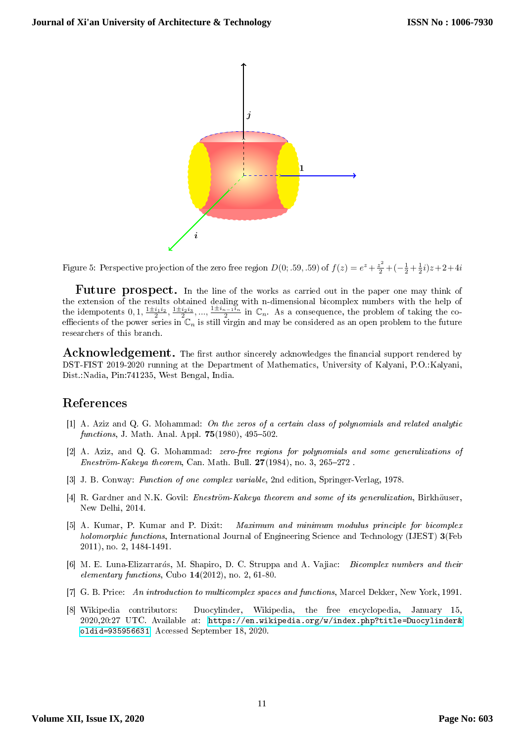$j$

$1$

$i$

Figure 5: Perspective projection of the zero free region $D(0; .59, .59)$ of $f(z) = e^z + \frac{z^2}{2} + (-\frac{1}{2} + \frac{1}{2}i)z + 2 + 4i$

**Future prospect.** In the line of the works as carried out in the paper one may think of the extension of the results obtained dealing with n-dimensional bicomplex numbers with the help of the idempotents $0, 1, \frac{1 \pm i_1 i_2}{2}, \frac{1 \pm i_2 i_3}{2}, ..., \frac{1 \pm i_{n-1} i_n}{2}$ in $\mathbb{C}_n$. As a consequence, the problem of taking the coefficients of the power series in $\mathbb{C}_n$ is still virgin and may be considered as an open problem to the future researchers of this branch.

**Acknowledgement.** The first author sincerely acknowledges the financial support rendered by DST-FIST 2019-2020 running at the Department of Mathematics, University of Kalyani, P.O.:Kalyani, Dist.:Nadia, Pin:741235, West Bengal, India.

## References

[1] A. Aziz and Q. G. Mohammad: *On the zeros of a certain class of polynomials and related analytic functions*, J. Math. Anal. Appl. **75**(1980), 495–502.

[2] A. Aziz, and Q. G. Mohammad: *zero-free regions for polynomials and some generalizations of Eneström-Kakeya theorem*, Can. Math. Bull. **27**(1984), no. 3, 265–272 .

[3] J. B. Conway: *Function of one complex variable*, 2nd edition, Springer-Verlag, 1978.

[4] R. Gardner and N.K. Govil: *Eneström-Kakeya theorem and some of its generalization*, Birkhäuser, New Delhi, 2014.

[5] A. Kumar, P. Kumar and P. Dixit: *Maximum and minimum modulus principle for bicomplex holomorphic functions*, International Journal of Engineering Science and Technology (IJEST) **3**(Feb 2011), no. 2, 1484-1491.

[6] M. E. Luna-Elizarrarás, M. Shapiro, D. C. Struppa and A. Vajiac: *Bicomplex numbers and their elementary functions*, Cubo **14**(2012), no. 2, 61-80.

[7] G. B. Price: *An introduction to multicomplex spaces and functions*, Marcel Dekker, New York, 1991.

[8] Wikipedia contributors: Duocylinder, Wikipedia, the free encyclopedia, January 15, 2020,20:27 UTC. Available at: https://en.wikipedia.org/w/index.php?title=Duocylinder&oldid=935956631. Accessed September 18, 2020.